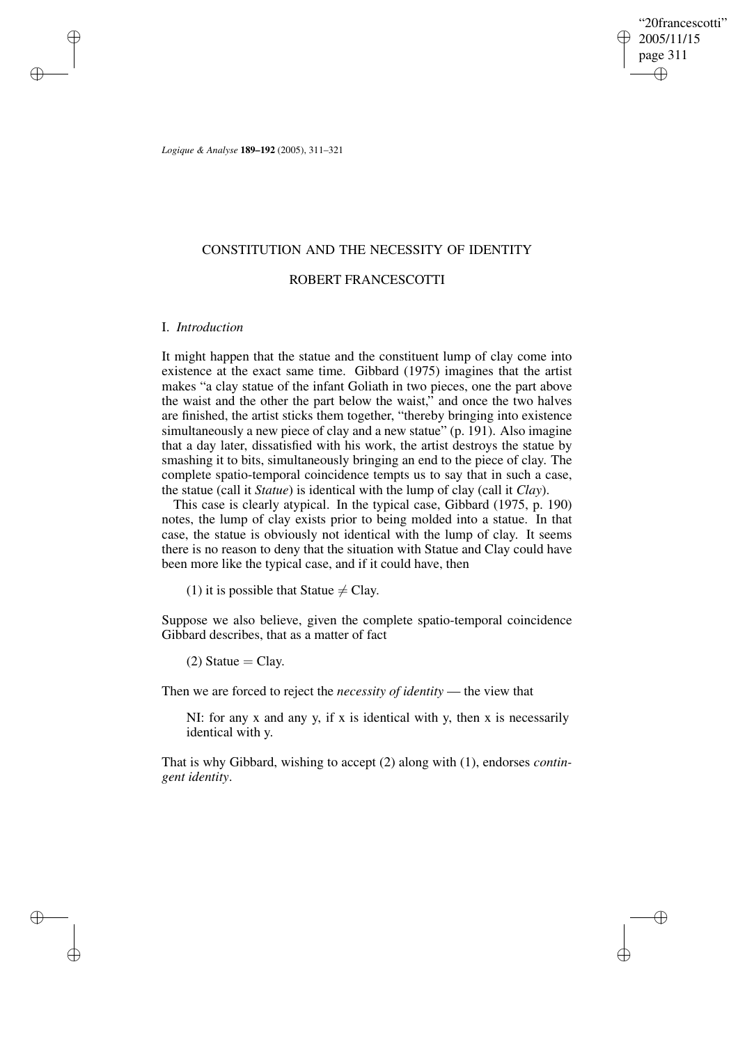# CONSTITUTION AND THE NECESSITY OF IDENTITY

## ROBERT FRANCESCOTTI

### I. *Introduction*

It might happen that the statue and the constituent lump of clay come into existence at the exact same time. Gibbard (1975) imagines that the artist makes "a clay statue of the infant Goliath in two pieces, one the part above the waist and the other the part below the waist," and once the two halves are finished, the artist sticks them together, "thereby bringing into existence simultaneously a new piece of clay and a new statue" (p. 191). Also imagine that a day later, dissatisfied with his work, the artist destroys the statue by smashing it to bits, simultaneously bringing an end to the piece of clay. The complete spatio-temporal coincidence tempts us to say that in such a case, the statue (call it *Statue*) is identical with the lump of clay (call it *Clay*).

This case is clearly atypical. In the typical case, Gibbard (1975, p. 190) notes, the lump of clay exists prior to being molded into a statue. In that case, the statue is obviously not identical with the lump of clay. It seems there is no reason to deny that the situation with Statue and Clay could have been more like the typical case, and if it could have, then

> (1) it is possible that Statue $\neq$ Clay.

Suppose we also believe, given the complete spatio-temporal coincidence Gibbard describes, that as a matter of fact

> (2) Statue $=$ Clay.

Then we are forced to reject the *necessity of identity* — the view that

> NI: for any x and any y, if x is identical with y, then x is necessarily identical with y.

That is why Gibbard, wishing to accept (2) along with (1), endorses *contingent identity*.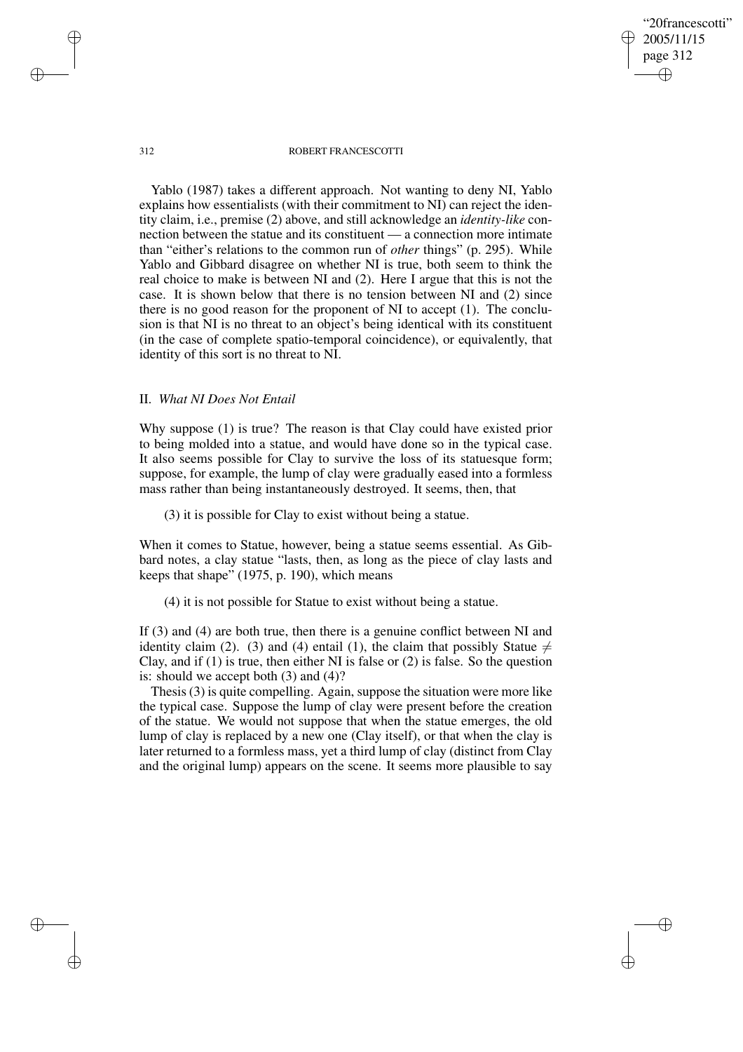Yablo (1987) takes a different approach. Not wanting to deny NI, Yablo explains how essentialists (with their commitment to NI) can reject the identity claim, i.e., premise (2) above, and still acknowledge an *identity-like* connection between the statue and its constituent — a connection more intimate than "either's relations to the common run of *other* things" (p. 295). While Yablo and Gibbard disagree on whether NI is true, both seem to think the real choice to make is between NI and (2). Here I argue that this is not the case. It is shown below that there is no tension between NI and (2) since there is no good reason for the proponent of NI to accept (1). The conclusion is that NI is no threat to an object's being identical with its constituent (in the case of complete spatio-temporal coincidence), or equivalently, that identity of this sort is no threat to NI.

## II. *What NI Does Not Entail*

Why suppose (1) is true? The reason is that Clay could have existed prior to being molded into a statue, and would have done so in the typical case. It also seems possible for Clay to survive the loss of its statuesque form; suppose, for example, the lump of clay were gradually eased into a formless mass rather than being instantaneously destroyed. It seems, then, that

(3) it is possible for Clay to exist without being a statue.

When it comes to Statue, however, being a statue seems essential. As Gibbard notes, a clay statue "lasts, then, as long as the piece of clay lasts and keeps that shape" (1975, p. 190), which means

(4) it is not possible for Statue to exist without being a statue.

If (3) and (4) are both true, then there is a genuine conflict between NI and identity claim (2). (3) and (4) entail (1), the claim that possibly Statue $\neq$ Clay, and if (1) is true, then either NI is false or (2) is false. So the question is: should we accept both (3) and (4)?

Thesis (3) is quite compelling. Again, suppose the situation were more like the typical case. Suppose the lump of clay were present before the creation of the statue. We would not suppose that when the statue emerges, the old lump of clay is replaced by a new one (Clay itself), or that when the clay is later returned to a formless mass, yet a third lump of clay (distinct from Clay and the original lump) appears on the scene. It seems more plausible to say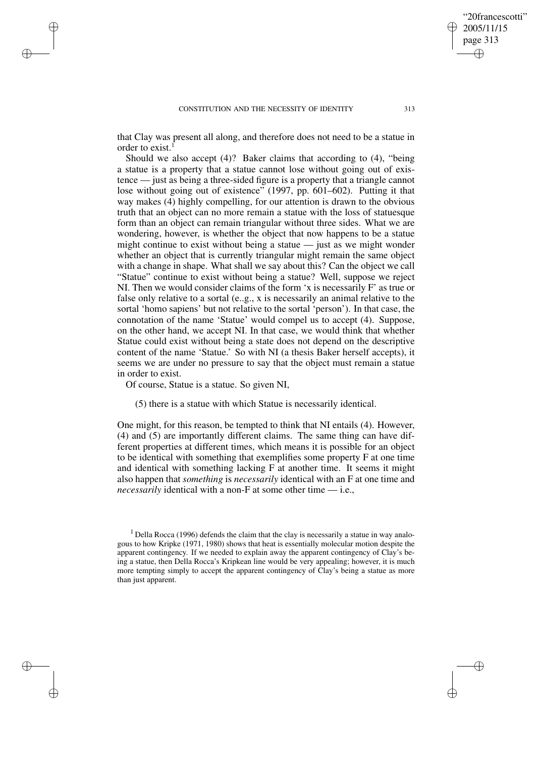that Clay was present all along, and therefore does not need to be a statue in order to exist.[1]

Should we also accept (4)? Baker claims that according to (4), "being a statue is a property that a statue cannot lose without going out of existence — just as being a three-sided figure is a property that a triangle cannot lose without going out of existence" (1997, pp. 601–602). Putting it that way makes (4) highly compelling, for our attention is drawn to the obvious truth that an object can no more remain a statue with the loss of statuesque form than an object can remain triangular without three sides. What we are wondering, however, is whether the object that now happens to be a statue might continue to exist without being a statue — just as we might wonder whether an object that is currently triangular might remain the same object with a change in shape. What shall we say about this? Can the object we call "Statue" continue to exist without being a statue? Well, suppose we reject NI. Then we would consider claims of the form 'x is necessarily F' as true or false only relative to a sortal (e..g., x is necessarily an animal relative to the sortal 'homo sapiens' but not relative to the sortal 'person'). In that case, the connotation of the name 'Statue' would compel us to accept (4). Suppose, on the other hand, we accept NI. In that case, we would think that whether Statue could exist without being a state does not depend on the descriptive content of the name 'Statue.' So with NI (a thesis Baker herself accepts), it seems we are under no pressure to say that the object must remain a statue in order to exist.

Of course, Statue is a statue. So given NI,

(5) there is a statue with which Statue is necessarily identical.

One might, for this reason, be tempted to think that NI entails (4). However, (4) and (5) are importantly different claims. The same thing can have different properties at different times, which means it is possible for an object to be identical with something that exemplifies some property F at one time and identical with something lacking F at another time. It seems it might also happen that *something* is *necessarily* identical with an F at one time and *necessarily* identical with a non-F at some other time — i.e.,

[1] Della Rocca (1996) defends the claim that the clay is necessarily a statue in way analogous to how Kripke (1971, 1980) shows that heat is essentially molecular motion despite the apparent contingency. If we needed to explain away the apparent contingency of Clay's being a statue, then Della Rocca's Kripkean line would be very appealing; however, it is much more tempting simply to accept the apparent contingency of Clay's being a statue as more than just apparent.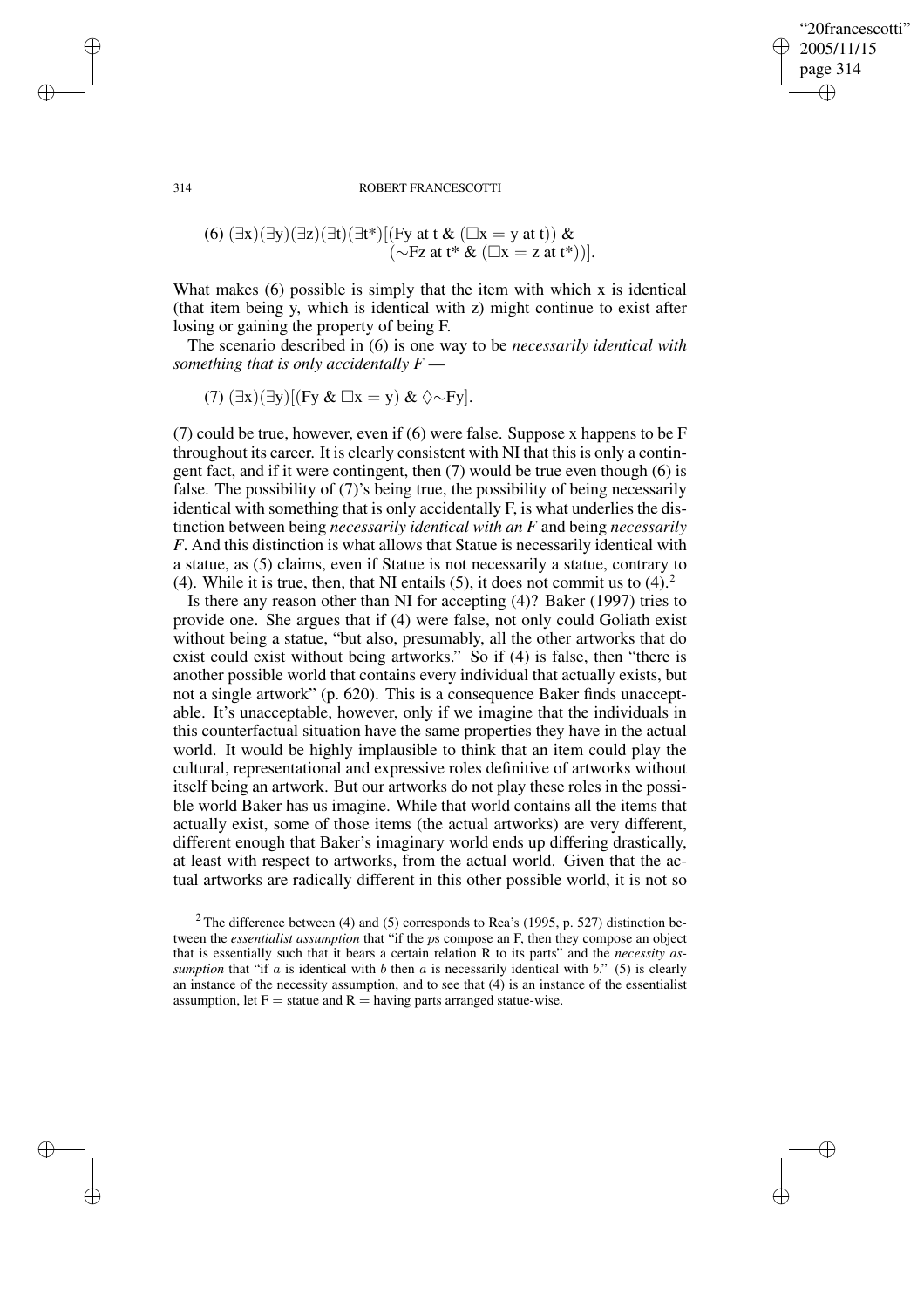$$(6)\ (\exists x)(\exists y)(\exists z)(\exists t)(\exists t^*)[(Fy \text{ at } t\ \&\ (\Box x = y \text{ at } t))\ \&\ (\sim Fz \text{ at } t^*\ \&\ (\Box x = z \text{ at } t^*))].$$

What makes (6) possible is simply that the item with which x is identical (that item being y, which is identical with z) might continue to exist after losing or gaining the property of being F.

The scenario described in (6) is one way to be *necessarily identical with something that is only accidentally F* —

$$(7)\ (\exists x)(\exists y)[(Fy\ \&\ \Box x = y)\ \&\ \Diamond \sim Fy].$$

(7) could be true, however, even if (6) were false. Suppose x happens to be F throughout its career. It is clearly consistent with NI that this is only a contingent fact, and if it were contingent, then (7) would be true even though (6) is false. The possibility of (7)'s being true, the possibility of being necessarily identical with something that is only accidentally F, is what underlies the distinction between being *necessarily identical with an F* and being *necessarily F*. And this distinction is what allows that Statue is necessarily identical with a statue, as (5) claims, even if Statue is not necessarily a statue, contrary to (4). While it is true, then, that NI entails (5), it does not commit us to (4).[2]

Is there any reason other than NI for accepting (4)? Baker (1997) tries to provide one. She argues that if (4) were false, not only could Goliath exist without being a statue, "but also, presumably, all the other artworks that do exist could exist without being artworks." So if (4) is false, then "there is another possible world that contains every individual that actually exists, but not a single artwork" (p. 620). This is a consequence Baker finds unacceptable. It's unacceptable, however, only if we imagine that the individuals in this counterfactual situation have the same properties they have in the actual world. It would be highly implausible to think that an item could play the cultural, representational and expressive roles definitive of artworks without itself being an artwork. But our artworks do not play these roles in the possible world Baker has us imagine. While that world contains all the items that actually exist, some of those items (the actual artworks) are very different, different enough that Baker's imaginary world ends up differing drastically, at least with respect to artworks, from the actual world. Given that the actual artworks are radically different in this other possible world, it is not so

[2] The difference between (4) and (5) corresponds to Rea's (1995, p. 527) distinction between the *essentialist assumption* that "if the *p*s compose an F, then they compose an object that is essentially such that it bears a certain relation R to its parts" and the *necessity assumption* that "if $a$ is identical with $b$ then $a$ is necessarily identical with $b$." (5) is clearly an instance of the necessity assumption, and to see that (4) is an instance of the essentialist assumption, let F = statue and R = having parts arranged statue-wise.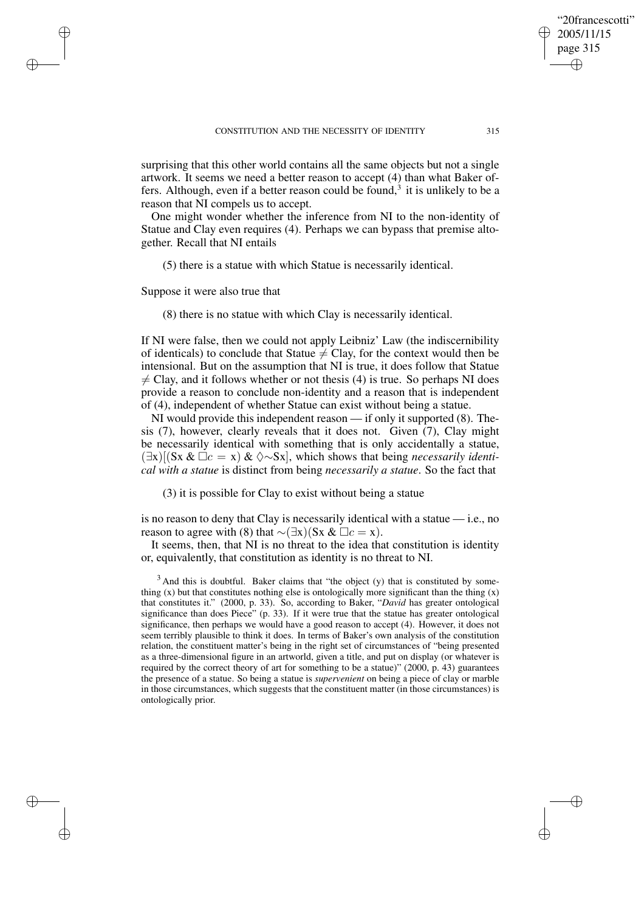surprising that this other world contains all the same objects but not a single artwork. It seems we need a better reason to accept (4) than what Baker offers. Although, even if a better reason could be found,[3] it is unlikely to be a reason that NI compels us to accept.

One might wonder whether the inference from NI to the non-identity of Statue and Clay even requires (4). Perhaps we can bypass that premise altogether. Recall that NI entails

(5) there is a statue with which Statue is necessarily identical.

Suppose it were also true that

(8) there is no statue with which Clay is necessarily identical.

If NI were false, then we could not apply Leibniz' Law (the indiscernibility of identicals) to conclude that Statue $\neq$ Clay, for the context would then be intensional. But on the assumption that NI is true, it does follow that Statue $\neq$ Clay, and it follows whether or not thesis (4) is true. So perhaps NI does provide a reason to conclude non-identity and a reason that is independent of (4), independent of whether Statue can exist without being a statue.

NI would provide this independent reason — if only it supported (8). Thesis (7), however, clearly reveals that it does not. Given (7), Clay might be necessarily identical with something that is only accidentally a statue, $(\exists x)[(Sx \ \& \ \Box c = x) \ \& \ \Diamond{\sim}Sx]$, which shows that being *necessarily identical with a statue* is distinct from being *necessarily a statue*. So the fact that

(3) it is possible for Clay to exist without being a statue

is no reason to deny that Clay is necessarily identical with a statue — i.e., no reason to agree with (8) that ${\sim}(\exists x)(Sx \ \& \ \Box c = x)$.

It seems, then, that NI is no threat to the idea that constitution is identity or, equivalently, that constitution as identity is no threat to NI.

[3] And this is doubtful. Baker claims that "the object (y) that is constituted by something (x) but that constitutes nothing else is ontologically more significant than the thing (x) that constitutes it." (2000, p. 33). So, according to Baker, "*David* has greater ontological significance than does Piece" (p. 33). If it were true that the statue has greater ontological significance, then perhaps we would have a good reason to accept (4). However, it does not seem terribly plausible to think it does. In terms of Baker's own analysis of the constitution relation, the constituent matter's being in the right set of circumstances of "being presented as a three-dimensional figure in an artworld, given a title, and put on display (or whatever is required by the correct theory of art for something to be a statue)" (2000, p. 43) guarantees the presence of a statue. So being a statue is *supervenient* on being a piece of clay or marble in those circumstances, which suggests that the constituent matter (in those circumstances) is ontologically prior.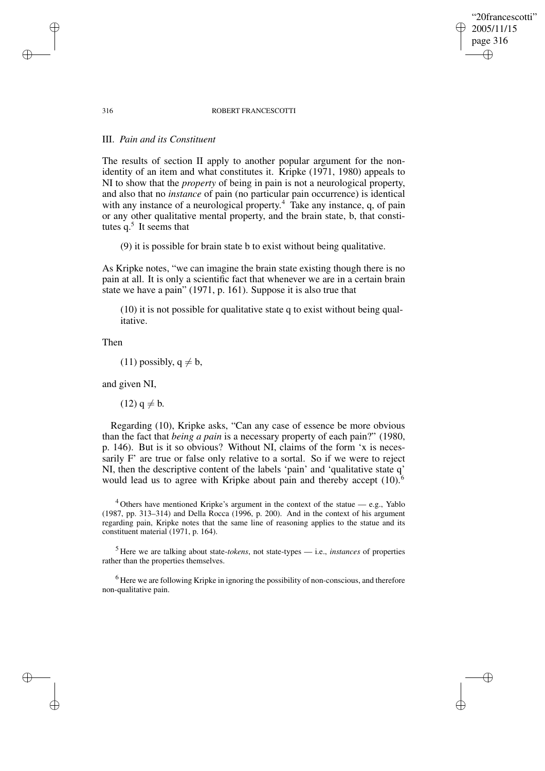### III. *Pain and its Constituent*

The results of section II apply to another popular argument for the non-identity of an item and what constitutes it. Kripke (1971, 1980) appeals to NI to show that the *property* of being in pain is not a neurological property, and also that no *instance* of pain (no particular pain occurrence) is identical with any instance of a neurological property.[4] Take any instance, q, of pain or any other qualitative mental property, and the brain state, b, that constitutes q.[5] It seems that

(9) it is possible for brain state b to exist without being qualitative.

As Kripke notes, "we can imagine the brain state existing though there is no pain at all. It is only a scientific fact that whenever we are in a certain brain state we have a pain" (1971, p. 161). Suppose it is also true that

(10) it is not possible for qualitative state q to exist without being qualitative.

Then

(11) possibly, $q \neq b$,

and given NI,

(12) $q \neq b$.

Regarding (10), Kripke asks, "Can any case of essence be more obvious than the fact that *being a pain* is a necessary property of each pain?" (1980, p. 146). But is it so obvious? Without NI, claims of the form 'x is necessarily F' are true or false only relative to a sortal. So if we were to reject NI, then the descriptive content of the labels 'pain' and 'qualitative state q' would lead us to agree with Kripke about pain and thereby accept (10).[6]

[4] Others have mentioned Kripke's argument in the context of the statue — e.g., Yablo (1987, pp. 313–314) and Della Rocca (1996, p. 200). And in the context of his argument regarding pain, Kripke notes that the same line of reasoning applies to the statue and its constituent material (1971, p. 164).

[5] Here we are talking about state-*tokens*, not state-types — i.e., *instances* of properties rather than the properties themselves.

[6] Here we are following Kripke in ignoring the possibility of non-conscious, and therefore non-qualitative pain.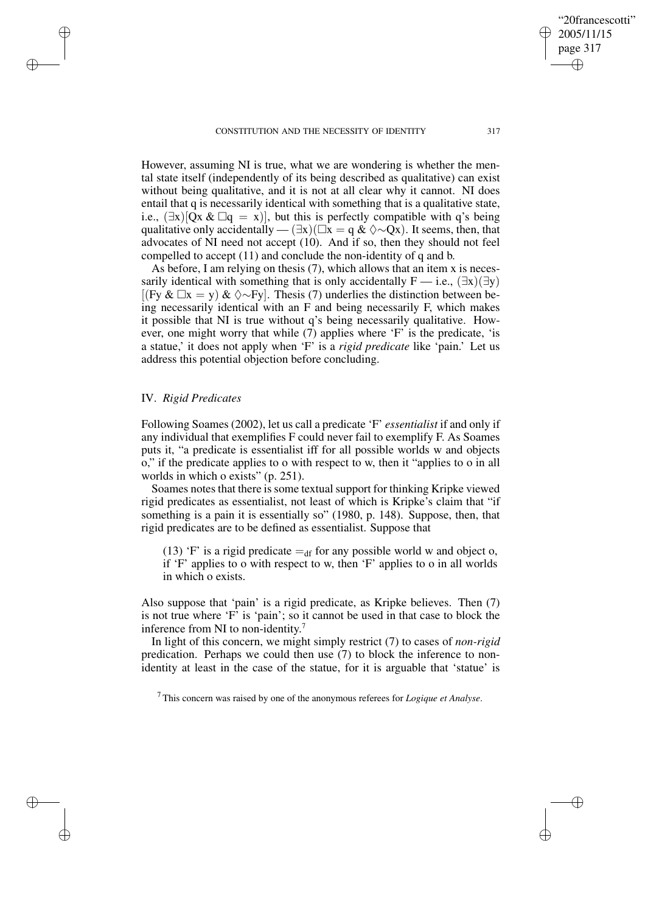However, assuming NI is true, what we are wondering is whether the mental state itself (independently of its being described as qualitative) can exist without being qualitative, and it is not at all clear why it cannot. NI does entail that q is necessarily identical with something that is a qualitative state, i.e., $(\exists x)[Qx \,\&\, \Box q = x)]$, but this is perfectly compatible with q's being qualitative only accidentally — $(\exists x)(\Box x = q \,\&\, \Diamond{\sim}Qx)$. It seems, then, that advocates of NI need not accept (10). And if so, then they should not feel compelled to accept (11) and conclude the non-identity of q and b.

As before, I am relying on thesis (7), which allows that an item x is necessarily identical with something that is only accidentally F — i.e., $(\exists x)(\exists y)[(Fy \,\&\, \Box x = y) \,\&\, \Diamond{\sim}Fy]$. Thesis (7) underlies the distinction between being necessarily identical with an F and being necessarily F, which makes it possible that NI is true without q's being necessarily qualitative. However, one might worry that while (7) applies where 'F' is the predicate, 'is a statue,' it does not apply when 'F' is a *rigid predicate* like 'pain.' Let us address this potential objection before concluding.

## IV. *Rigid Predicates*

Following Soames (2002), let us call a predicate 'F' *essentialist* if and only if any individual that exemplifies F could never fail to exemplify F. As Soames puts it, "a predicate is essentialist iff for all possible worlds w and objects o," if the predicate applies to o with respect to w, then it "applies to o in all worlds in which o exists" (p. 251).

Soames notes that there is some textual support for thinking Kripke viewed rigid predicates as essentialist, not least of which is Kripke's claim that "if something is a pain it is essentially so" (1980, p. 148). Suppose, then, that rigid predicates are to be defined as essentialist. Suppose that

> (13) 'F' is a rigid predicate $=_{\text{df}}$ for any possible world w and object o, if 'F' applies to o with respect to w, then 'F' applies to o in all worlds in which o exists.

Also suppose that 'pain' is a rigid predicate, as Kripke believes. Then (7) is not true where 'F' is 'pain'; so it cannot be used in that case to block the inference from NI to non-identity.[7]

In light of this concern, we might simply restrict (7) to cases of *non-rigid* predication. Perhaps we could then use (7) to block the inference to non-identity at least in the case of the statue, for it is arguable that 'statue' is

[7] This concern was raised by one of the anonymous referees for *Logique et Analyse*.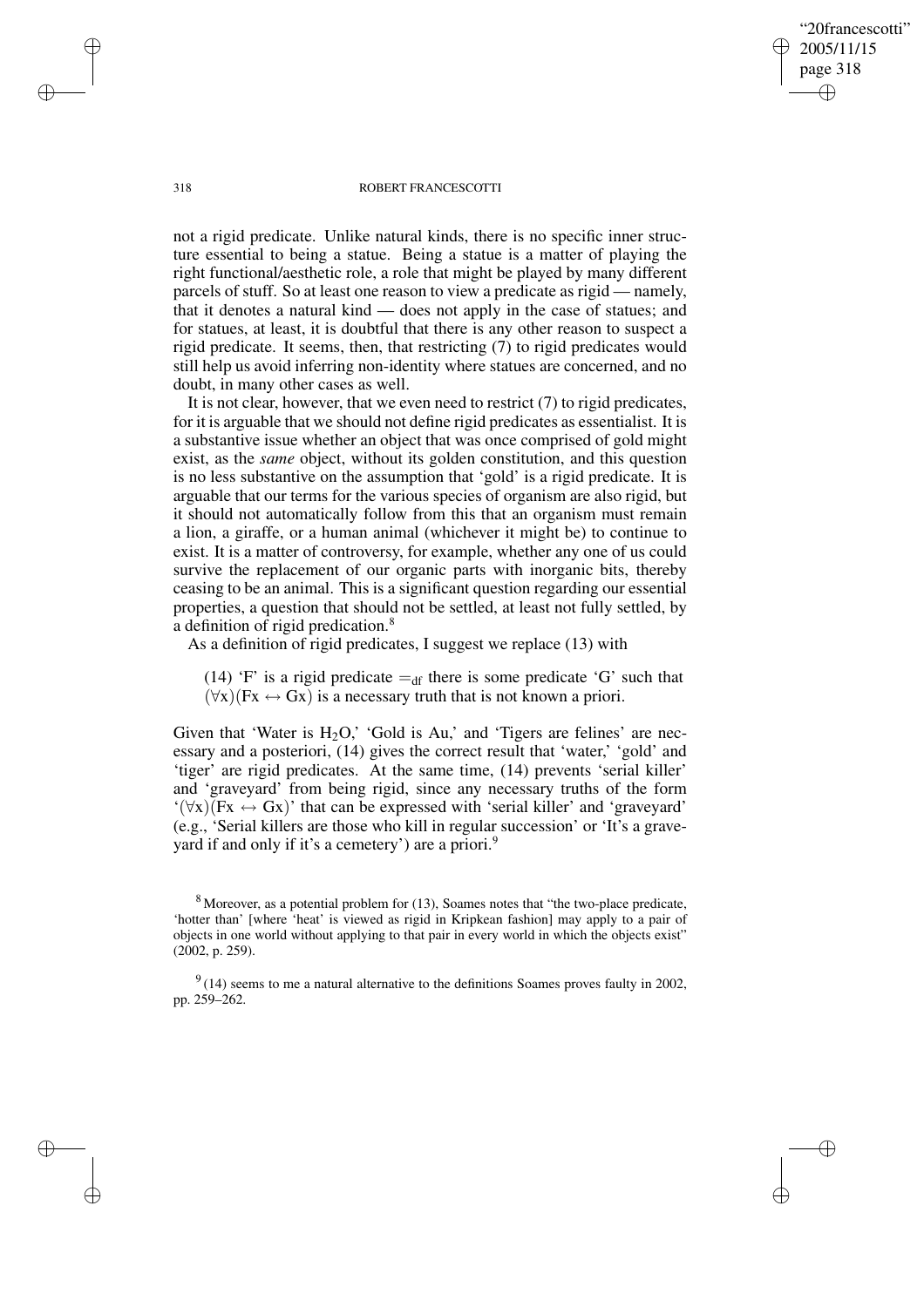not a rigid predicate. Unlike natural kinds, there is no specific inner structure essential to being a statue. Being a statue is a matter of playing the right functional/aesthetic role, a role that might be played by many different parcels of stuff. So at least one reason to view a predicate as rigid — namely, that it denotes a natural kind — does not apply in the case of statues; and for statues, at least, it is doubtful that there is any other reason to suspect a rigid predicate. It seems, then, that restricting (7) to rigid predicates would still help us avoid inferring non-identity where statues are concerned, and no doubt, in many other cases as well.

It is not clear, however, that we even need to restrict (7) to rigid predicates, for it is arguable that we should not define rigid predicates as essentialist. It is a substantive issue whether an object that was once comprised of gold might exist, as the *same* object, without its golden constitution, and this question is no less substantive on the assumption that 'gold' is a rigid predicate. It is arguable that our terms for the various species of organism are also rigid, but it should not automatically follow from this that an organism must remain a lion, a giraffe, or a human animal (whichever it might be) to continue to exist. It is a matter of controversy, for example, whether any one of us could survive the replacement of our organic parts with inorganic bits, thereby ceasing to be an animal. This is a significant question regarding our essential properties, a question that should not be settled, at least not fully settled, by a definition of rigid predication.[8]

As a definition of rigid predicates, I suggest we replace (13) with

> (14) 'F' is a rigid predicate $=_{\text{df}}$ there is some predicate 'G' such that $(\forall x)(Fx \leftrightarrow Gx)$ is a necessary truth that is not known a priori.

Given that 'Water is $H_2O$,' 'Gold is Au,' and 'Tigers are felines' are necessary and a posteriori, (14) gives the correct result that 'water,' 'gold' and 'tiger' are rigid predicates. At the same time, (14) prevents 'serial killer' and 'graveyard' from being rigid, since any necessary truths of the form '$(\forall x)(Fx \leftrightarrow Gx)$' that can be expressed with 'serial killer' and 'graveyard' (e.g., 'Serial killers are those who kill in regular succession' or 'It's a graveyard if and only if it's a cemetery') are a priori.[9]

---

[8] Moreover, as a potential problem for (13), Soames notes that "the two-place predicate, 'hotter than' [where 'heat' is viewed as rigid in Kripkean fashion] may apply to a pair of objects in one world without applying to that pair in every world in which the objects exist" (2002, p. 259).

[9] (14) seems to me a natural alternative to the definitions Soames proves faulty in 2002, pp. 259–262.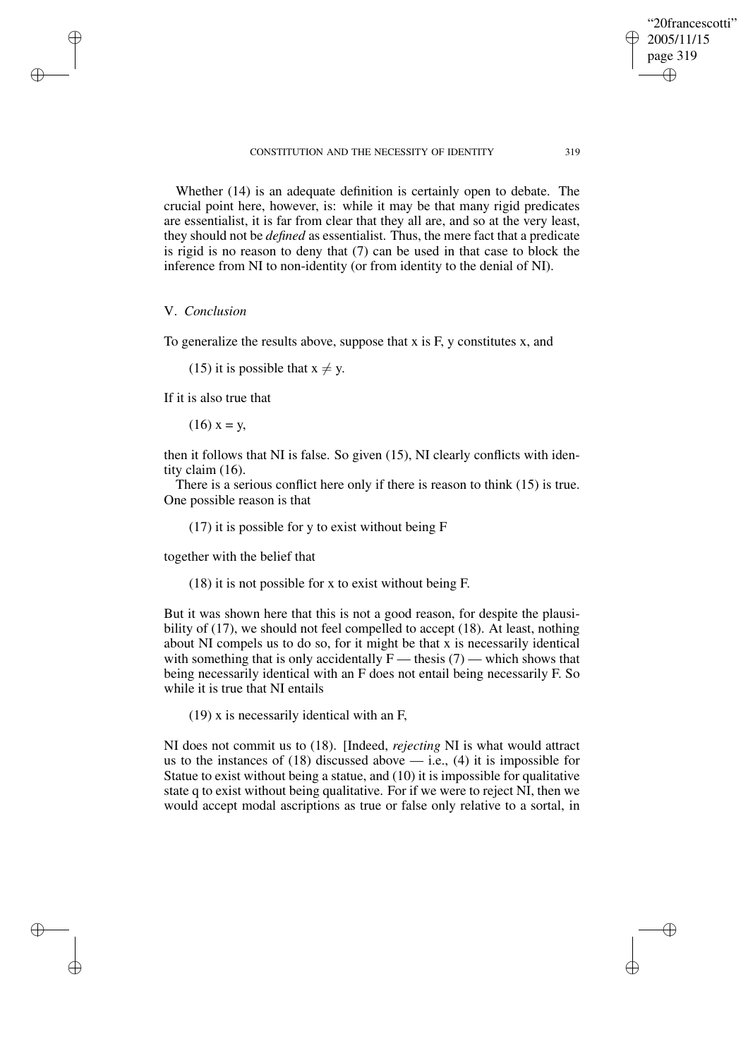Whether (14) is an adequate definition is certainly open to debate. The crucial point here, however, is: while it may be that many rigid predicates are essentialist, it is far from clear that they all are, and so at the very least, they should not be *defined* as essentialist. Thus, the mere fact that a predicate is rigid is no reason to deny that (7) can be used in that case to block the inference from NI to non-identity (or from identity to the denial of NI).

## V. *Conclusion*

To generalize the results above, suppose that x is F, y constitutes x, and

(15) it is possible that $x \neq y$.

If it is also true that

(16) $x = y$,

then it follows that NI is false. So given (15), NI clearly conflicts with identity claim (16).

There is a serious conflict here only if there is reason to think (15) is true. One possible reason is that

(17) it is possible for y to exist without being F

together with the belief that

(18) it is not possible for x to exist without being F.

But it was shown here that this is not a good reason, for despite the plausibility of (17), we should not feel compelled to accept (18). At least, nothing about NI compels us to do so, for it might be that x is necessarily identical with something that is only accidentally F — thesis (7) — which shows that being necessarily identical with an F does not entail being necessarily F. So while it is true that NI entails

(19) x is necessarily identical with an F,

NI does not commit us to (18). [Indeed, *rejecting* NI is what would attract us to the instances of (18) discussed above — i.e., (4) it is impossible for Statue to exist without being a statue, and (10) it is impossible for qualitative state q to exist without being qualitative. For if we were to reject NI, then we would accept modal ascriptions as true or false only relative to a sortal, in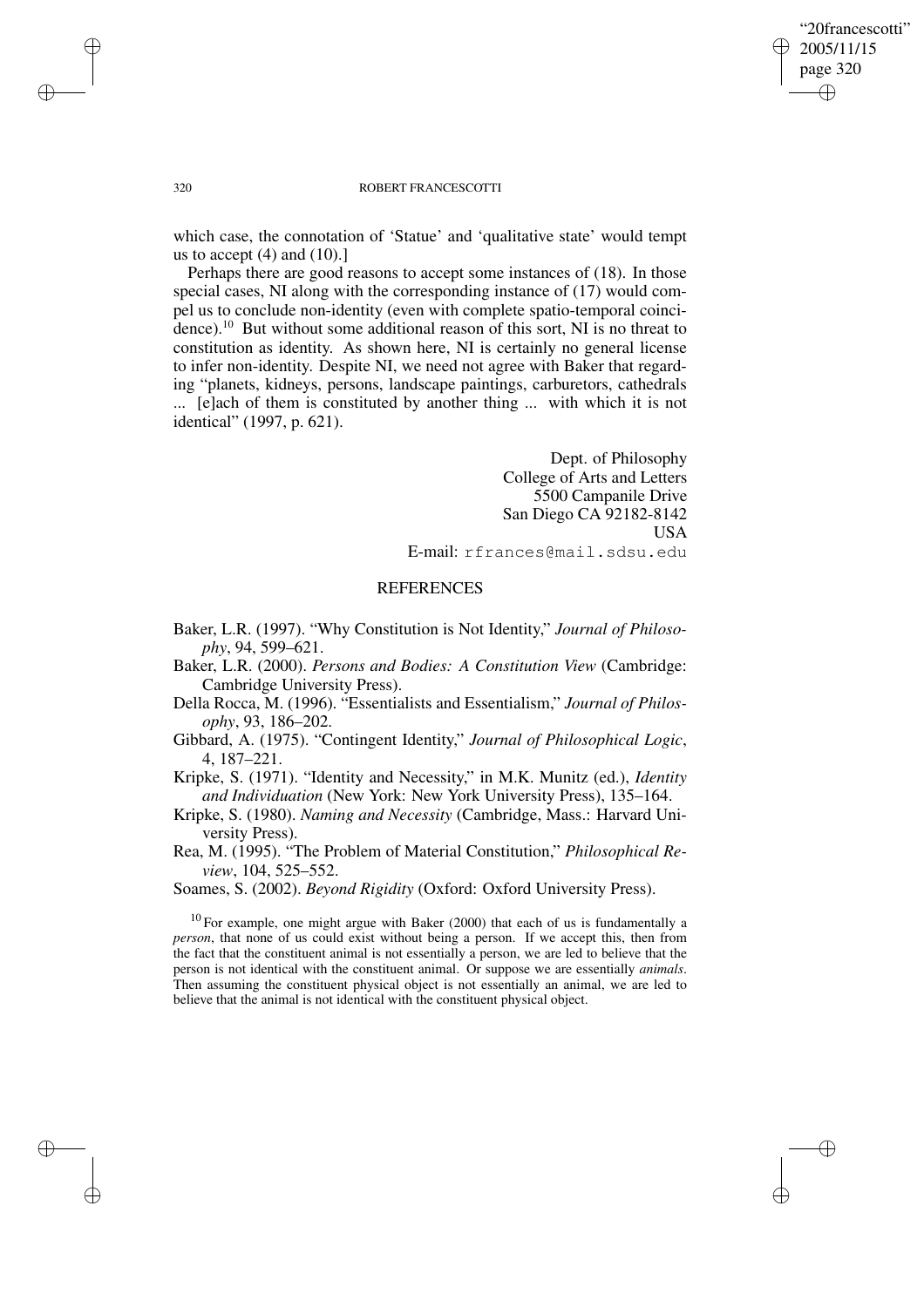which case, the connotation of 'Statue' and 'qualitative state' would tempt us to accept (4) and (10).]

Perhaps there are good reasons to accept some instances of (18). In those special cases, NI along with the corresponding instance of (17) would compel us to conclude non-identity (even with complete spatio-temporal coincidence).[10] But without some additional reason of this sort, NI is no threat to constitution as identity. As shown here, NI is certainly no general license to infer non-identity. Despite NI, we need not agree with Baker that regarding "planets, kidneys, persons, landscape paintings, carburetors, cathedrals ... [e]ach of them is constituted by another thing ... with which it is not identical" (1997, p. 621).

Dept. of Philosophy
College of Arts and Letters
5500 Campanile Drive
San Diego CA 92182-8142
USA
E-mail: rfrances@mail.sdsu.edu

## REFERENCES

Baker, L.R. (1997). "Why Constitution is Not Identity," *Journal of Philosophy*, 94, 599–621.

Baker, L.R. (2000). *Persons and Bodies: A Constitution View* (Cambridge: Cambridge University Press).

Della Rocca, M. (1996). "Essentialists and Essentialism," *Journal of Philosophy*, 93, 186–202.

Gibbard, A. (1975). "Contingent Identity," *Journal of Philosophical Logic*, 4, 187–221.

Kripke, S. (1971). "Identity and Necessity," in M.K. Munitz (ed.), *Identity and Individuation* (New York: New York University Press), 135–164.

Kripke, S. (1980). *Naming and Necessity* (Cambridge, Mass.: Harvard University Press).

Rea, M. (1995). "The Problem of Material Constitution," *Philosophical Review*, 104, 525–552.

Soames, S. (2002). *Beyond Rigidity* (Oxford: Oxford University Press).

[10] For example, one might argue with Baker (2000) that each of us is fundamentally a *person*, that none of us could exist without being a person. If we accept this, then from the fact that the constituent animal is not essentially a person, we are led to believe that the person is not identical with the constituent animal. Or suppose we are essentially *animals*. Then assuming the constituent physical object is not essentially an animal, we are led to believe that the animal is not identical with the constituent physical object.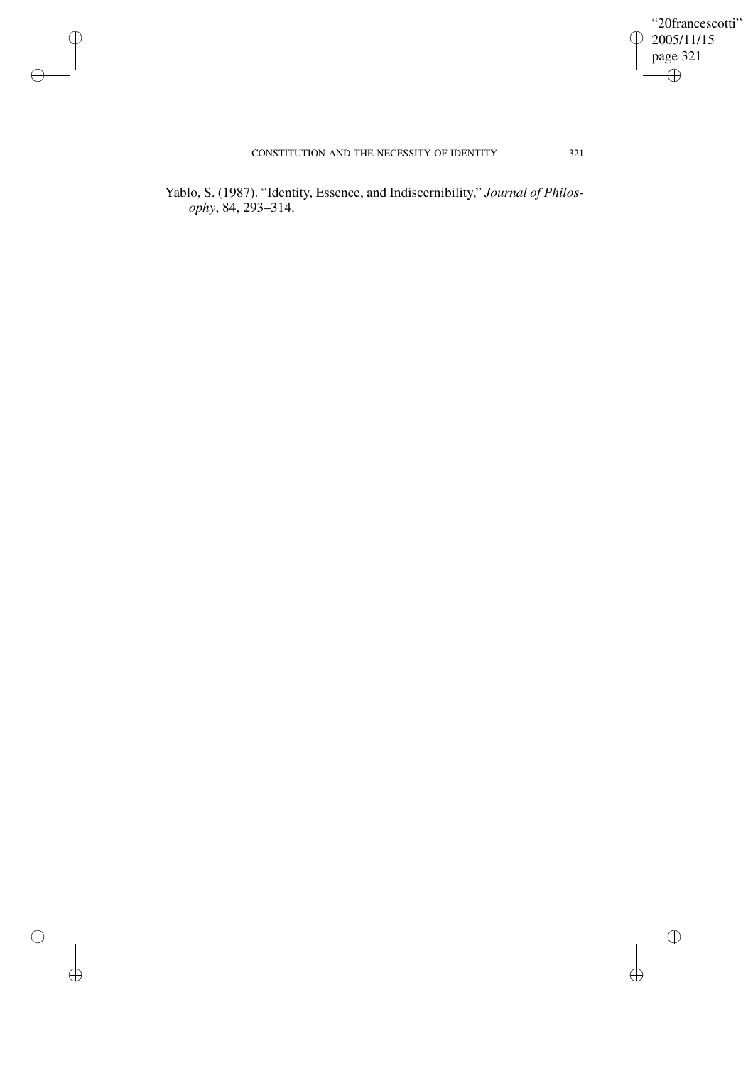Yablo, S. (1987). "Identity, Essence, and Indiscernibility," *Journal of Philosophy*, 84, 293–314.